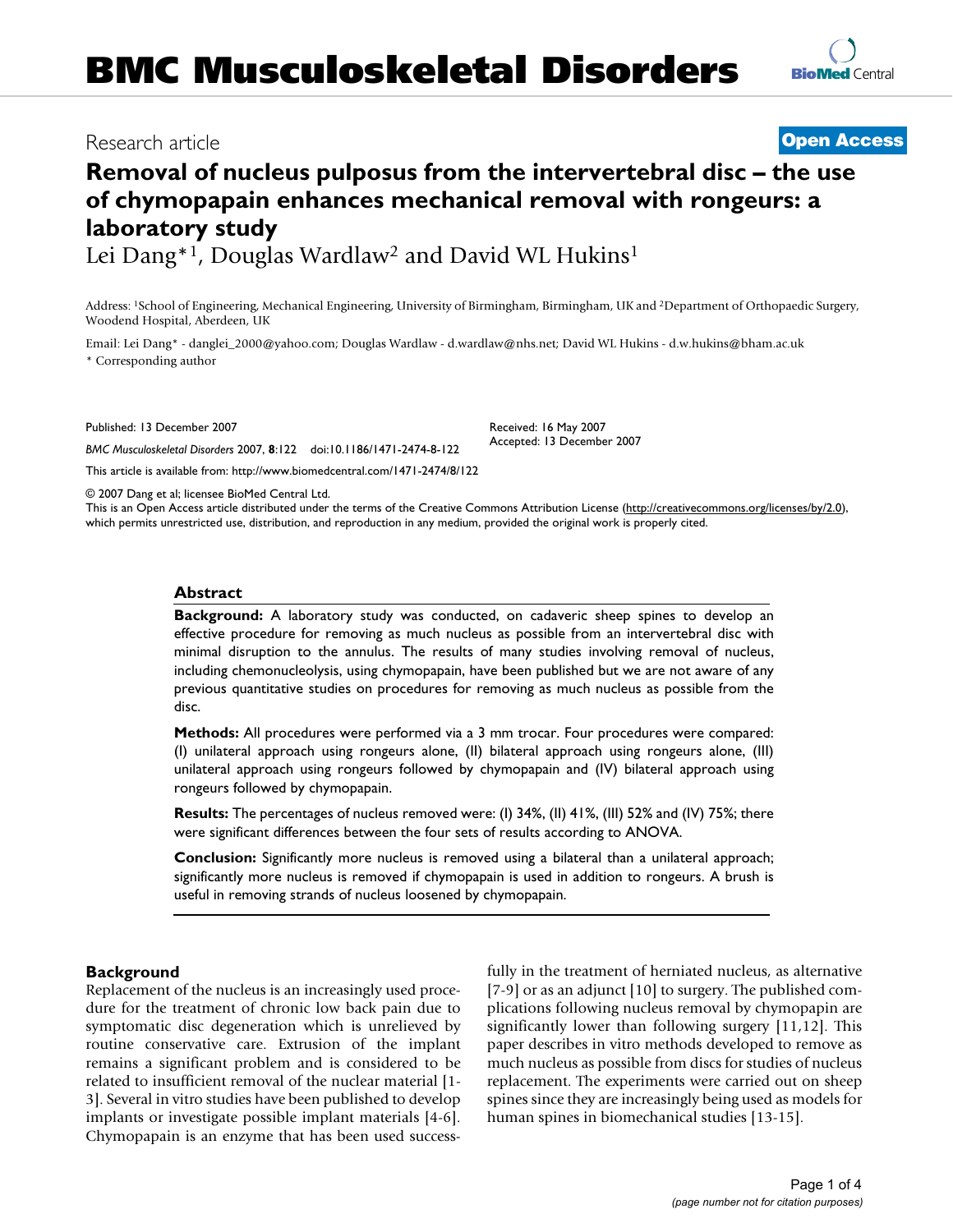# Removal of nucleus pulposus from the intervertebral disc – the use of chymopapain enhances mechanical removal with rongeurs: a laboratory study

Research article

Open Access

Lei Dang*[1], Douglas Wardlaw[2] and David WL Hukins[1]

Address: [1]School of Engineering, Mechanical Engineering, University of Birmingham, Birmingham, UK and [2]Department of Orthopaedic Surgery, Woodend Hospital, Aberdeen, UK

Email: Lei Dang* - danglei_2000@yahoo.com; Douglas Wardlaw - d.wardlaw@nhs.net; David WL Hukins - d.w.hukins@bham.ac.uk

\* Corresponding author

Published: 13 December 2007

Received: 16 May 2007

Accepted: 13 December 2007

*BMC Musculoskeletal Disorders* 2007, **8**:122 doi:10.1186/1471-2474-8-122

This article is available from: http://www.biomedcentral.com/1471-2474/8/122

© 2007 Dang et al; licensee BioMed Central Ltd.

This is an Open Access article distributed under the terms of the Creative Commons Attribution License (http://creativecommons.org/licenses/by/2.0), which permits unrestricted use, distribution, and reproduction in any medium, provided the original work is properly cited.

## Abstract

**Background:** A laboratory study was conducted, on cadaveric sheep spines to develop an effective procedure for removing as much nucleus as possible from an intervertebral disc with minimal disruption to the annulus. The results of many studies involving removal of nucleus, including chemonucleolysis, using chymopapain, have been published but we are not aware of any previous quantitative studies on procedures for removing as much nucleus as possible from the disc.

**Methods:** All procedures were performed via a 3 mm trocar. Four procedures were compared: (I) unilateral approach using rongeurs alone, (II) bilateral approach using rongeurs alone, (III) unilateral approach using rongeurs followed by chymopapain and (IV) bilateral approach using rongeurs followed by chymopapain.

**Results:** The percentages of nucleus removed were: (I) 34%, (II) 41%, (III) 52% and (IV) 75%; there were significant differences between the four sets of results according to ANOVA.

**Conclusion:** Significantly more nucleus is removed using a bilateral than a unilateral approach; significantly more nucleus is removed if chymopapain is used in addition to rongeurs. A brush is useful in removing strands of nucleus loosened by chymopapain.

## Background

Replacement of the nucleus is an increasingly used procedure for the treatment of chronic low back pain due to symptomatic disc degeneration which is unrelieved by routine conservative care. Extrusion of the implant remains a significant problem and is considered to be related to insufficient removal of the nuclear material [1-3]. Several in vitro studies have been published to develop implants or investigate possible implant materials [4-6]. Chymopapain is an enzyme that has been used successfully in the treatment of herniated nucleus, as alternative [7-9] or as an adjunct [10] to surgery. The published complications following nucleus removal by chymopapin are significantly lower than following surgery [11,12]. This paper describes in vitro methods developed to remove as much nucleus as possible from discs for studies of nucleus replacement. The experiments were carried out on sheep spines since they are increasingly being used as models for human spines in biomechanical studies [13-15].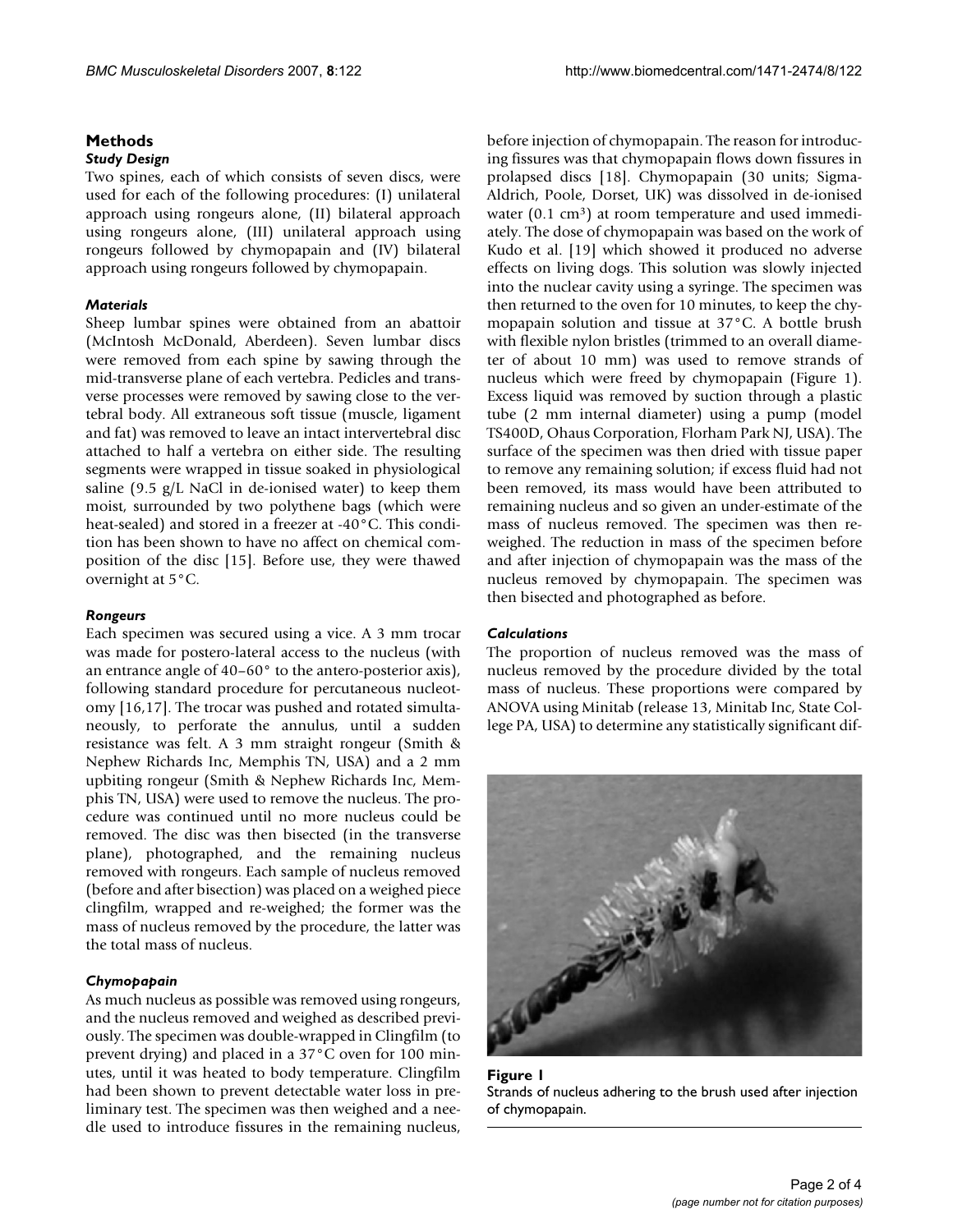## Methods

### *Study Design*

Two spines, each of which consists of seven discs, were used for each of the following procedures: (I) unilateral approach using rongeurs alone, (II) bilateral approach using rongeurs alone, (III) unilateral approach using rongeurs followed by chymopapain and (IV) bilateral approach using rongeurs followed by chymopapain.

### *Materials*

Sheep lumbar spines were obtained from an abattoir (McIntosh McDonald, Aberdeen). Seven lumbar discs were removed from each spine by sawing through the mid-transverse plane of each vertebra. Pedicles and transverse processes were removed by sawing close to the vertebral body. All extraneous soft tissue (muscle, ligament and fat) was removed to leave an intact intervertebral disc attached to half a vertebra on either side. The resulting segments were wrapped in tissue soaked in physiological saline (9.5 g/L NaCl in de-ionised water) to keep them moist, surrounded by two polythene bags (which were heat-sealed) and stored in a freezer at -40°C. This condition has been shown to have no affect on chemical composition of the disc [15]. Before use, they were thawed overnight at 5°C.

### *Rongeurs*

Each specimen was secured using a vice. A 3 mm trocar was made for postero-lateral access to the nucleus (with an entrance angle of 40–60° to the antero-posterior axis), following standard procedure for percutaneous nucleotomy [16,17]. The trocar was pushed and rotated simultaneously, to perforate the annulus, until a sudden resistance was felt. A 3 mm straight rongeur (Smith & Nephew Richards Inc, Memphis TN, USA) and a 2 mm upbiting rongeur (Smith & Nephew Richards Inc, Memphis TN, USA) were used to remove the nucleus. The procedure was continued until no more nucleus could be removed. The disc was then bisected (in the transverse plane), photographed, and the remaining nucleus removed with rongeurs. Each sample of nucleus removed (before and after bisection) was placed on a weighed piece clingfilm, wrapped and re-weighed; the former was the mass of nucleus removed by the procedure, the latter was the total mass of nucleus.

### *Chymopapain*

As much nucleus as possible was removed using rongeurs, and the nucleus removed and weighed as described previously. The specimen was double-wrapped in Clingfilm (to prevent drying) and placed in a 37°C oven for 100 minutes, until it was heated to body temperature. Clingfilm had been shown to prevent detectable water loss in preliminary test. The specimen was then weighed and a needle used to introduce fissures in the remaining nucleus, before injection of chymopapain. The reason for introducing fissures was that chymopapain flows down fissures in prolapsed discs [18]. Chymopapain (30 units; Sigma-Aldrich, Poole, Dorset, UK) was dissolved in de-ionised water (0.1 $cm^3$) at room temperature and used immediately. The dose of chymopapain was based on the work of Kudo et al. [19] which showed it produced no adverse effects on living dogs. This solution was slowly injected into the nuclear cavity using a syringe. The specimen was then returned to the oven for 10 minutes, to keep the chymopapain solution and tissue at 37°C. A bottle brush with flexible nylon bristles (trimmed to an overall diameter of about 10 mm) was used to remove strands of nucleus which were freed by chymopapain (Figure 1). Excess liquid was removed by suction through a plastic tube (2 mm internal diameter) using a pump (model TS400D, Ohaus Corporation, Florham Park NJ, USA). The surface of the specimen was then dried with tissue paper to remove any remaining solution; if excess fluid had not been removed, its mass would have been attributed to remaining nucleus and so given an under-estimate of the mass of nucleus removed. The specimen was then re-weighed. The reduction in mass of the specimen before and after injection of chymopapain was the mass of the nucleus removed by chymopapain. The specimen was then bisected and photographed as before.

### *Calculations*

The proportion of nucleus removed was the mass of nucleus removed by the procedure divided by the total mass of nucleus. These proportions were compared by ANOVA using Minitab (release 13, Minitab Inc, State College PA, USA) to determine any statistically significant dif-

**Figure 1**
Strands of nucleus adhering to the brush used after injection of chymopapain.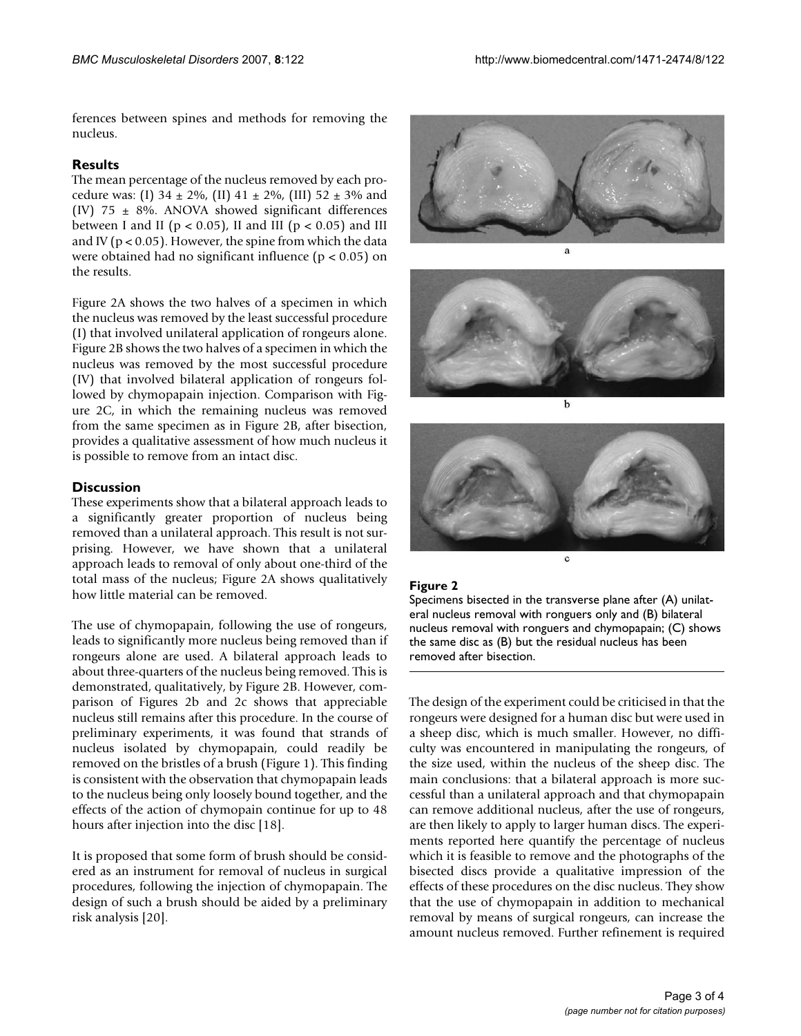ferences between spines and methods for removing the nucleus.

## Results

The mean percentage of the nucleus removed by each procedure was: (I) 34 ± 2%, (II) 41 ± 2%, (III) 52 ± 3% and (IV) 75 ± 8%. ANOVA showed significant differences between I and II ($p < 0.05$), II and III ($p < 0.05$) and III and IV ($p < 0.05$). However, the spine from which the data were obtained had no significant influence ($p < 0.05$) on the results.

Figure 2A shows the two halves of a specimen in which the nucleus was removed by the least successful procedure (I) that involved unilateral application of rongeurs alone. Figure 2B shows the two halves of a specimen in which the nucleus was removed by the most successful procedure (IV) that involved bilateral application of rongeurs followed by chymopapain injection. Comparison with Figure 2C, in which the remaining nucleus was removed from the same specimen as in Figure 2B, after bisection, provides a qualitative assessment of how much nucleus it is possible to remove from an intact disc.

## Discussion

These experiments show that a bilateral approach leads to a significantly greater proportion of nucleus being removed than a unilateral approach. This result is not surprising. However, we have shown that a unilateral approach leads to removal of only about one-third of the total mass of the nucleus; Figure 2A shows qualitatively how little material can be removed.

The use of chymopapain, following the use of rongeurs, leads to significantly more nucleus being removed than if rongeurs alone are used. A bilateral approach leads to about three-quarters of the nucleus being removed. This is demonstrated, qualitatively, by Figure 2B. However, comparison of Figures 2b and 2c shows that appreciable nucleus still remains after this procedure. In the course of preliminary experiments, it was found that strands of nucleus isolated by chymopapain, could readily be removed on the bristles of a brush (Figure 1). This finding is consistent with the observation that chymopapain leads to the nucleus being only loosely bound together, and the effects of the action of chymopain continue for up to 48 hours after injection into the disc [18].

It is proposed that some form of brush should be considered as an instrument for removal of nucleus in surgical procedures, following the injection of chymopapain. The design of such a brush should be aided by a preliminary risk analysis [20].

a

b

c

**Figure 2**
Specimens bisected in the transverse plane after (A) unilateral nucleus removal with ronguers only and (B) bilateral nucleus removal with ronguers and chymopapain; (C) shows the same disc as (B) but the residual nucleus has been removed after bisection.

The design of the experiment could be criticised in that the rongeurs were designed for a human disc but were used in a sheep disc, which is much smaller. However, no difficulty was encountered in manipulating the rongeurs, of the size used, within the nucleus of the sheep disc. The main conclusions: that a bilateral approach is more successful than a unilateral approach and that chymopapain can remove additional nucleus, after the use of rongeurs, are then likely to apply to larger human discs. The experiments reported here quantify the percentage of nucleus which it is feasible to remove and the photographs of the bisected discs provide a qualitative impression of the effects of these procedures on the disc nucleus. They show that the use of chymopapain in addition to mechanical removal by means of surgical rongeurs, can increase the amount nucleus removed. Further refinement is required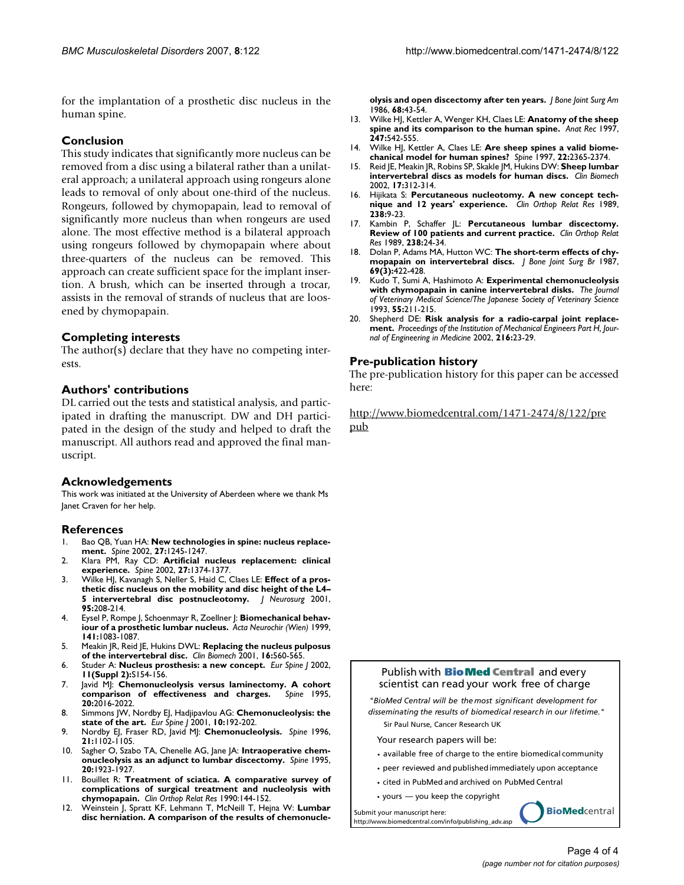for the implantation of a prosthetic disc nucleus in the human spine.

## Conclusion

This study indicates that significantly more nucleus can be removed from a disc using a bilateral rather than a unilateral approach; a unilateral approach using rongeurs alone leads to removal of only about one-third of the nucleus. Rongeurs, followed by chymopapain, lead to removal of significantly more nucleus than when rongeurs are used alone. The most effective method is a bilateral approach using rongeurs followed by chymopapain where about three-quarters of the nucleus can be removed. This approach can create sufficient space for the implant insertion. A brush, which can be inserted through a trocar, assists in the removal of strands of nucleus that are loosened by chymopapain.

## Completing interests

The author(s) declare that they have no competing interests.

## Authors' contributions

DL carried out the tests and statistical analysis, and participated in drafting the manuscript. DW and DH participated in the design of the study and helped to draft the manuscript. All authors read and approved the final manuscript.

## Acknowledgements

This work was initiated at the University of Aberdeen where we thank Ms Janet Craven for her help.

## References

1. Bao QB, Yuan HA: **New technologies in spine: nucleus replacement.** *Spine* 2002, **27:**1245-1247.
2. Klara PM, Ray CD: **Artificial nucleus replacement: clinical experience.** *Spine* 2002, **27:**1374-1377.
3. Wilke HJ, Kavanagh S, Neller S, Haid C, Claes LE: **Effect of a prosthetic disc nucleus on the mobility and disc height of the L4–5 intervertebral disc postnucleotomy.** *J Neurosurg* 2001, **95:**208-214.
4. Eysel P, Rompe J, Schoenmayr R, Zoellner J: **Biomechanical behaviour of a prosthetic lumbar nucleus.** *Acta Neurochir (Wien)* 1999, **141:**1083-1087.
5. Meakin JR, Reid JE, Hukins DWL: **Replacing the nucleus pulposus of the intervertebral disc.** *Clin Biomech* 2001, **16:**560-565.
6. Studer A: **Nucleus prosthesis: a new concept.** *Eur Spine J* 2002, **11(Suppl 2):**S154-156.
7. Javid MJ: **Chemonucleolysis versus laminectomy. A cohort comparison of effectiveness and charges.** *Spine* 1995, **20:**2016-2022.
8. Simmons JW, Nordby EJ, Hadjipavlou AG: **Chemonucleolysis: the state of the art.** *Eur Spine J* 2001, **10:**192-202.
9. Nordby EJ, Fraser RD, Javid MJ: **Chemonucleolysis.** *Spine* 1996, **21:**1102-1105.
10. Sagher O, Szabo TA, Chenelle AG, Jane JA: **Intraoperative chemonucleolysis as an adjunct to lumbar discectomy.** *Spine* 1995, **20:**1923-1927.
11. Bouillet R: **Treatment of sciatica. A comparative survey of complications of surgical treatment and nucleolysis with chymopapain.** *Clin Orthop Relat Res* 1990:144-152.
12. Weinstein J, Spratt KF, Lehmann T, McNeill T, Hejna W: **Lumbar disc herniation. A comparison of the results of chemonucleolysis and open discectomy after ten years.** *J Bone Joint Surg Am* 1986, **68:**43-54.
13. Wilke HJ, Kettler A, Wenger KH, Claes LE: **Anatomy of the sheep spine and its comparison to the human spine.** *Anat Rec* 1997, **247:**542-555.
14. Wilke HJ, Kettler A, Claes LE: **Are sheep spines a valid biomechanical model for human spines?** *Spine* 1997, **22:**2365-2374.
15. Reid JE, Meakin JR, Robins SP, Skakle JM, Hukins DW: **Sheep lumbar intervertebral discs as models for human discs.** *Clin Biomech* 2002, **17:**312-314.
16. Hijikata S: **Percutaneous nucleotomy. A new concept technique and 12 years' experience.** *Clin Orthop Relat Res* 1989, **238:**9-23.
17. Kambin P, Schaffer JL: **Percutaneous lumbar discectomy. Review of 100 patients and current practice.** *Clin Orthop Relat Res* 1989, **238:**24-34.
18. Dolan P, Adams MA, Hutton WC: **The short-term effects of chymopapain on intervertebral discs.** *J Bone Joint Surg Br* 1987, **69(3):**422-428.
19. Kudo T, Sumi A, Hashimoto A: **Experimental chemonucleolysis with chymopapain in canine intervertebral disks.** *The Journal of Veterinary Medical Science/The Japanese Society of Veterinary Science* 1993, **55:**211-215.
20. Shepherd DE: **Risk analysis for a radio-carpal joint replacement.** *Proceedings of the Institution of Mechanical Engineers Part H, Journal of Engineering in Medicine* 2002, **216:**23-29.

## Pre-publication history

The pre-publication history for this paper can be accessed here:

http://www.biomedcentral.com/1471-2474/8/122/prepub

Publish with **BioMed Central** and every scientist can read your work free of charge

*"BioMed Central will be the most significant development for disseminating the results of biomedical research in our lifetime."*

Sir Paul Nurse, Cancer Research UK

Your research papers will be:

- available free of charge to the entire biomedical community
- peer reviewed and published immediately upon acceptance
- cited in PubMed and archived on PubMed Central
- yours — you keep the copyright

Submit your manuscript here:
http://www.biomedcentral.com/info/publishing_adv.asp

BioMedcentral